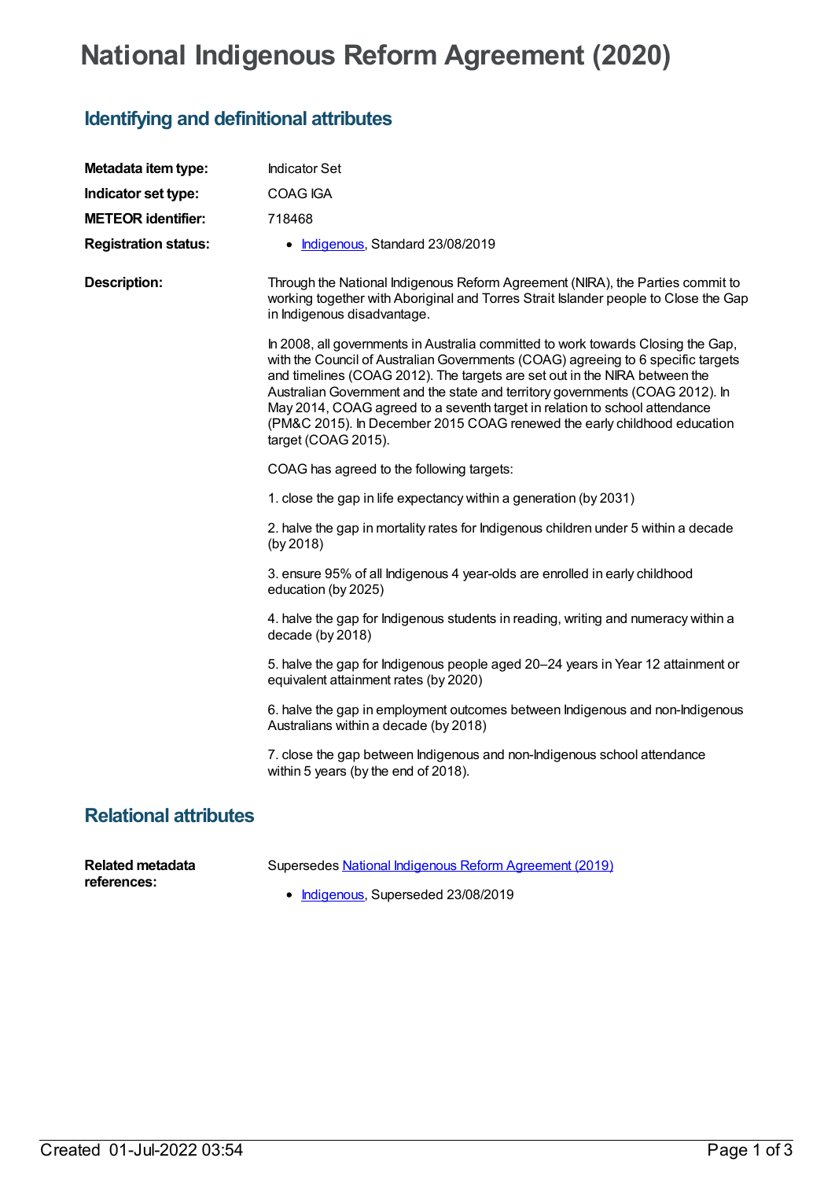# National Indigenous Reform Agreement (2020)

## Identifying and definitional attributes

**Metadata item type:** Indicator Set

**Indicator set type:** COAG IGA

**METEOR identifier:** 718468

**Registration status:**

- Indigenous, Standard 23/08/2019

**Description:**

Through the National Indigenous Reform Agreement (NIRA), the Parties commit to working together with Aboriginal and Torres Strait Islander people to Close the Gap in Indigenous disadvantage.

In 2008, all governments in Australia committed to work towards Closing the Gap, with the Council of Australian Governments (COAG) agreeing to 6 specific targets and timelines (COAG 2012). The targets are set out in the NIRA between the Australian Government and the state and territory governments (COAG 2012). In May 2014, COAG agreed to a seventh target in relation to school attendance (PM&C 2015). In December 2015 COAG renewed the early childhood education target (COAG 2015).

COAG has agreed to the following targets:

1. close the gap in life expectancy within a generation (by 2031)

2. halve the gap in mortality rates for Indigenous children under 5 within a decade (by 2018)

3. ensure 95% of all Indigenous 4 year-olds are enrolled in early childhood education (by 2025)

4. halve the gap for Indigenous students in reading, writing and numeracy within a decade (by 2018)

5. halve the gap for Indigenous people aged 20–24 years in Year 12 attainment or equivalent attainment rates (by 2020)

6. halve the gap in employment outcomes between Indigenous and non-Indigenous Australians within a decade (by 2018)

7. close the gap between Indigenous and non-Indigenous school attendance within 5 years (by the end of 2018).

## Relational attributes

**Related metadata references:**

Supersedes National Indigenous Reform Agreement (2019)

- Indigenous, Superseded 23/08/2019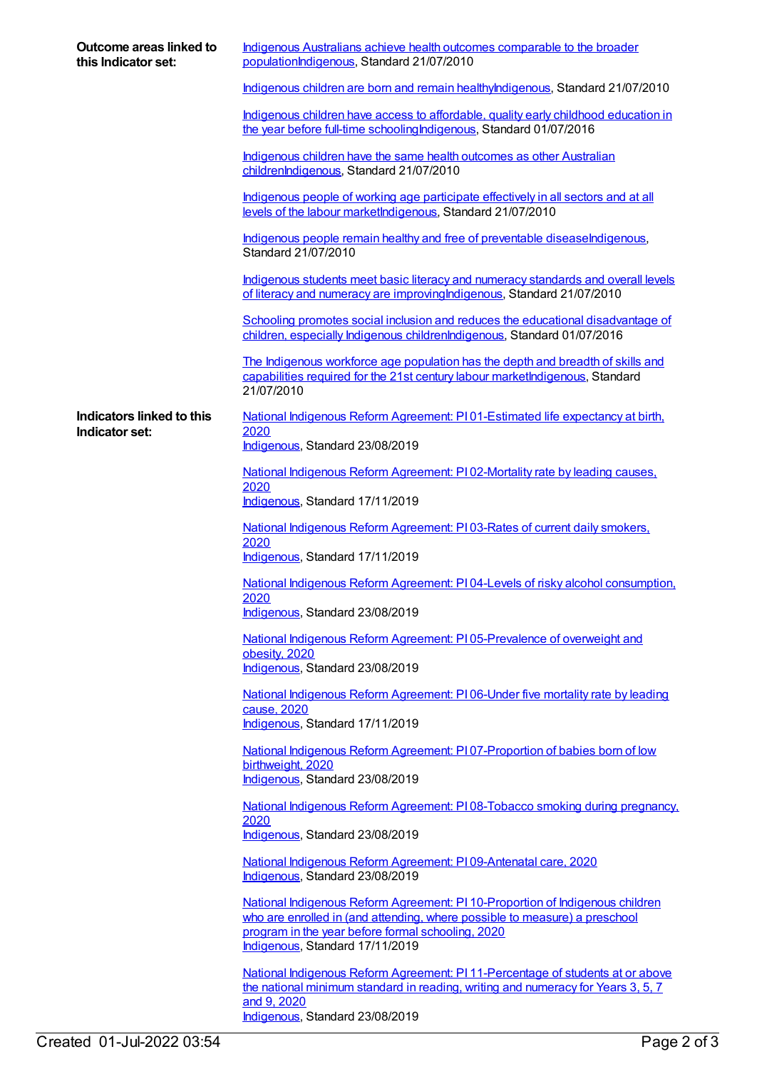**Outcome areas linked to this Indicator set:**

Indigenous Australians achieve health outcomes comparable to the broader populationIndigenous, Standard 21/07/2010

Indigenous children are born and remain healthyIndigenous, Standard 21/07/2010

Indigenous children have access to affordable, quality early childhood education in the year before full-time schoolingIndigenous, Standard 01/07/2016

Indigenous children have the same health outcomes as other Australian childrenIndigenous, Standard 21/07/2010

Indigenous people of working age participate effectively in all sectors and at all levels of the labour marketIndigenous, Standard 21/07/2010

Indigenous people remain healthy and free of preventable diseaseIndigenous, Standard 21/07/2010

Indigenous students meet basic literacy and numeracy standards and overall levels of literacy and numeracy are improvingIndigenous, Standard 21/07/2010

Schooling promotes social inclusion and reduces the educational disadvantage of children, especially Indigenous childrenIndigenous, Standard 01/07/2016

The Indigenous workforce age population has the depth and breadth of skills and capabilities required for the 21st century labour marketIndigenous, Standard 21/07/2010

**Indicators linked to this Indicator set:**

National Indigenous Reform Agreement: PI 01-Estimated life expectancy at birth, 2020
Indigenous, Standard 23/08/2019

National Indigenous Reform Agreement: PI 02-Mortality rate by leading causes, 2020
Indigenous, Standard 17/11/2019

National Indigenous Reform Agreement: PI 03-Rates of current daily smokers, 2020
Indigenous, Standard 17/11/2019

National Indigenous Reform Agreement: PI 04-Levels of risky alcohol consumption, 2020
Indigenous, Standard 23/08/2019

National Indigenous Reform Agreement: PI 05-Prevalence of overweight and obesity, 2020
Indigenous, Standard 23/08/2019

National Indigenous Reform Agreement: PI 06-Under five mortality rate by leading cause, 2020
Indigenous, Standard 17/11/2019

National Indigenous Reform Agreement: PI 07-Proportion of babies born of low birthweight, 2020
Indigenous, Standard 23/08/2019

National Indigenous Reform Agreement: PI 08-Tobacco smoking during pregnancy, 2020
Indigenous, Standard 23/08/2019

National Indigenous Reform Agreement: PI 09-Antenatal care, 2020
Indigenous, Standard 23/08/2019

National Indigenous Reform Agreement: PI 10-Proportion of Indigenous children who are enrolled in (and attending, where possible to measure) a preschool program in the year before formal schooling, 2020
Indigenous, Standard 17/11/2019

National Indigenous Reform Agreement: PI 11-Percentage of students at or above the national minimum standard in reading, writing and numeracy for Years 3, 5, 7 and 9, 2020
Indigenous, Standard 23/08/2019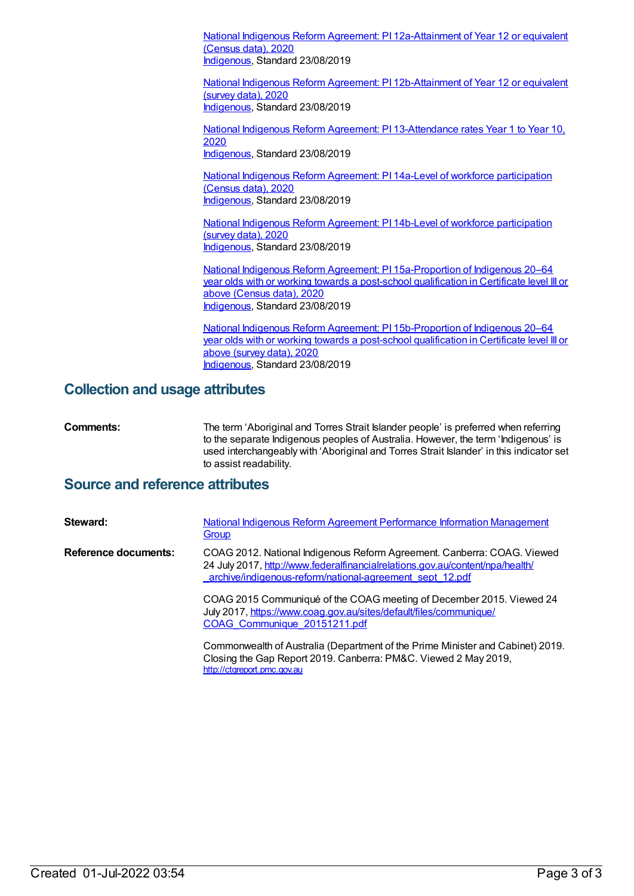National Indigenous Reform Agreement: PI 12a-Attainment of Year 12 or equivalent (Census data), 2020
Indigenous, Standard 23/08/2019

National Indigenous Reform Agreement: PI 12b-Attainment of Year 12 or equivalent (survey data), 2020
Indigenous, Standard 23/08/2019

National Indigenous Reform Agreement: PI 13-Attendance rates Year 1 to Year 10, 2020
Indigenous, Standard 23/08/2019

National Indigenous Reform Agreement: PI 14a-Level of workforce participation (Census data), 2020
Indigenous, Standard 23/08/2019

National Indigenous Reform Agreement: PI 14b-Level of workforce participation (survey data), 2020
Indigenous, Standard 23/08/2019

National Indigenous Reform Agreement: PI 15a-Proportion of Indigenous 20–64 year olds with or working towards a post-school qualification in Certificate level III or above (Census data), 2020
Indigenous, Standard 23/08/2019

National Indigenous Reform Agreement: PI 15b-Proportion of Indigenous 20–64 year olds with or working towards a post-school qualification in Certificate level III or above (survey data), 2020
Indigenous, Standard 23/08/2019

## Collection and usage attributes

**Comments:** The term 'Aboriginal and Torres Strait Islander people' is preferred when referring to the separate Indigenous peoples of Australia. However, the term 'Indigenous' is used interchangeably with 'Aboriginal and Torres Strait Islander' in this indicator set to assist readability.

## Source and reference attributes

**Steward:** National Indigenous Reform Agreement Performance Information Management Group

**Reference documents:** COAG 2012. National Indigenous Reform Agreement. Canberra: COAG. Viewed 24 July 2017, http://www.federalfinancialrelations.gov.au/content/npa/health/_archive/indigenous-reform/national-agreement_sept_12.pdf

COAG 2015 Communiqué of the COAG meeting of December 2015. Viewed 24 July 2017, https://www.coag.gov.au/sites/default/files/communique/COAG_Communique_20151211.pdf

Commonwealth of Australia (Department of the Prime Minister and Cabinet) 2019. Closing the Gap Report 2019. Canberra: PM&C. Viewed 2 May 2019, http://ctgreport.pmc.gov.au